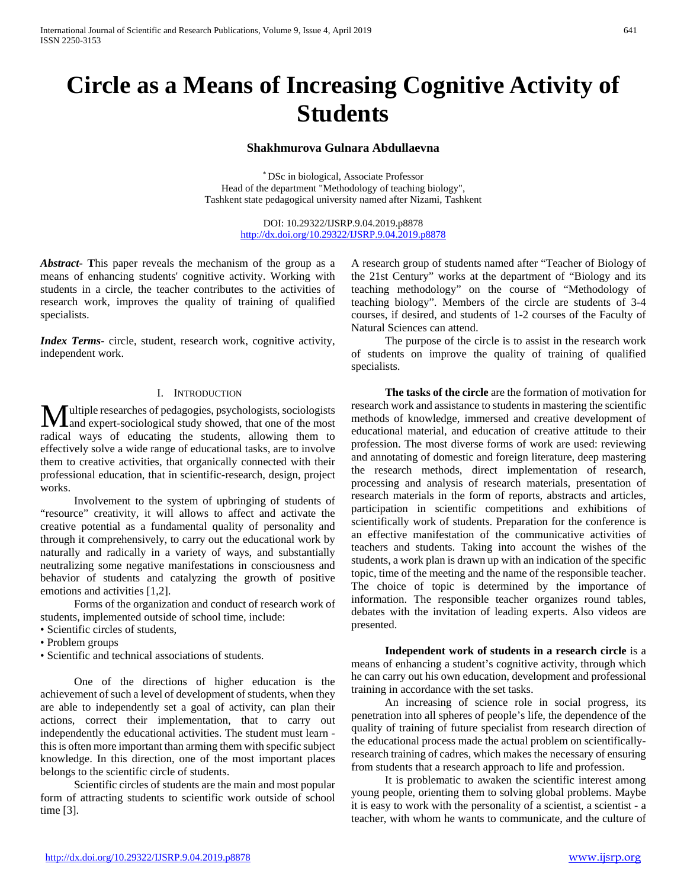# Circle as a Means of Increasing Cognitive Activity of Students

**Shakhmurova Gulnara Abdullaevna**

[*] DSc in biological, Associate Professor
Head of the department "Methodology of teaching biology",
Tashkent state pedagogical university named after Nizami, Tashkent

DOI: 10.29322/IJSRP.9.04.2019.p8878
http://dx.doi.org/10.29322/IJSRP.9.04.2019.p8878

***Abstract***- **T**his paper reveals the mechanism of the group as a means of enhancing students' cognitive activity. Working with students in a circle, the teacher contributes to the activities of research work, improves the quality of training of qualified specialists.

***Index Terms***- circle, student, research work, cognitive activity, independent work.

## I. Introduction

Multiple researches of pedagogies, psychologists, sociologists and expert-sociological study showed, that one of the most radical ways of educating the students, allowing them to effectively solve a wide range of educational tasks, are to involve them to creative activities, that organically connected with their professional education, that in scientific-research, design, project works.

Involvement to the system of upbringing of students of "resource" creativity, it will allows to affect and activate the creative potential as a fundamental quality of personality and through it comprehensively, to carry out the educational work by naturally and radically in a variety of ways, and substantially neutralizing some negative manifestations in consciousness and behavior of students and catalyzing the growth of positive emotions and activities [1,2].

Forms of the organization and conduct of research work of students, implemented outside of school time, include:

- Scientific circles of students,
- Problem groups
- Scientific and technical associations of students.

One of the directions of higher education is the achievement of such a level of development of students, when they are able to independently set a goal of activity, can plan their actions, correct their implementation, that to carry out independently the educational activities. The student must learn - this is often more important than arming them with specific subject knowledge. In this direction, one of the most important places belongs to the scientific circle of students.

Scientific circles of students are the main and most popular form of attracting students to scientific work outside of school time [3].

A research group of students named after "Teacher of Biology of the 21st Century" works at the department of "Biology and its teaching methodology" on the course of "Methodology of teaching biology". Members of the circle are students of 3-4 courses, if desired, and students of 1-2 courses of the Faculty of Natural Sciences can attend.

The purpose of the circle is to assist in the research work of students on improve the quality of training of qualified specialists.

**The tasks of the circle** are the formation of motivation for research work and assistance to students in mastering the scientific methods of knowledge, immersed and creative development of educational material, and education of creative attitude to their profession. The most diverse forms of work are used: reviewing and annotating of domestic and foreign literature, deep mastering the research methods, direct implementation of research, processing and analysis of research materials, presentation of research materials in the form of reports, abstracts and articles, participation in scientific competitions and exhibitions of scientifically work of students. Preparation for the conference is an effective manifestation of the communicative activities of teachers and students. Taking into account the wishes of the students, a work plan is drawn up with an indication of the specific topic, time of the meeting and the name of the responsible teacher. The choice of topic is determined by the importance of information. The responsible teacher organizes round tables, debates with the invitation of leading experts. Also videos are presented.

**Independent work of students in a research circle** is a means of enhancing a student's cognitive activity, through which he can carry out his own education, development and professional training in accordance with the set tasks.

An increasing of science role in social progress, its penetration into all spheres of people's life, the dependence of the quality of training of future specialist from research direction of the educational process made the actual problem on scientifically-research training of cadres, which makes the necessary of ensuring from students that a research approach to life and profession.

It is problematic to awaken the scientific interest among young people, orienting them to solving global problems. Maybe it is easy to work with the personality of a scientist, a scientist - a teacher, with whom he wants to communicate, and the culture of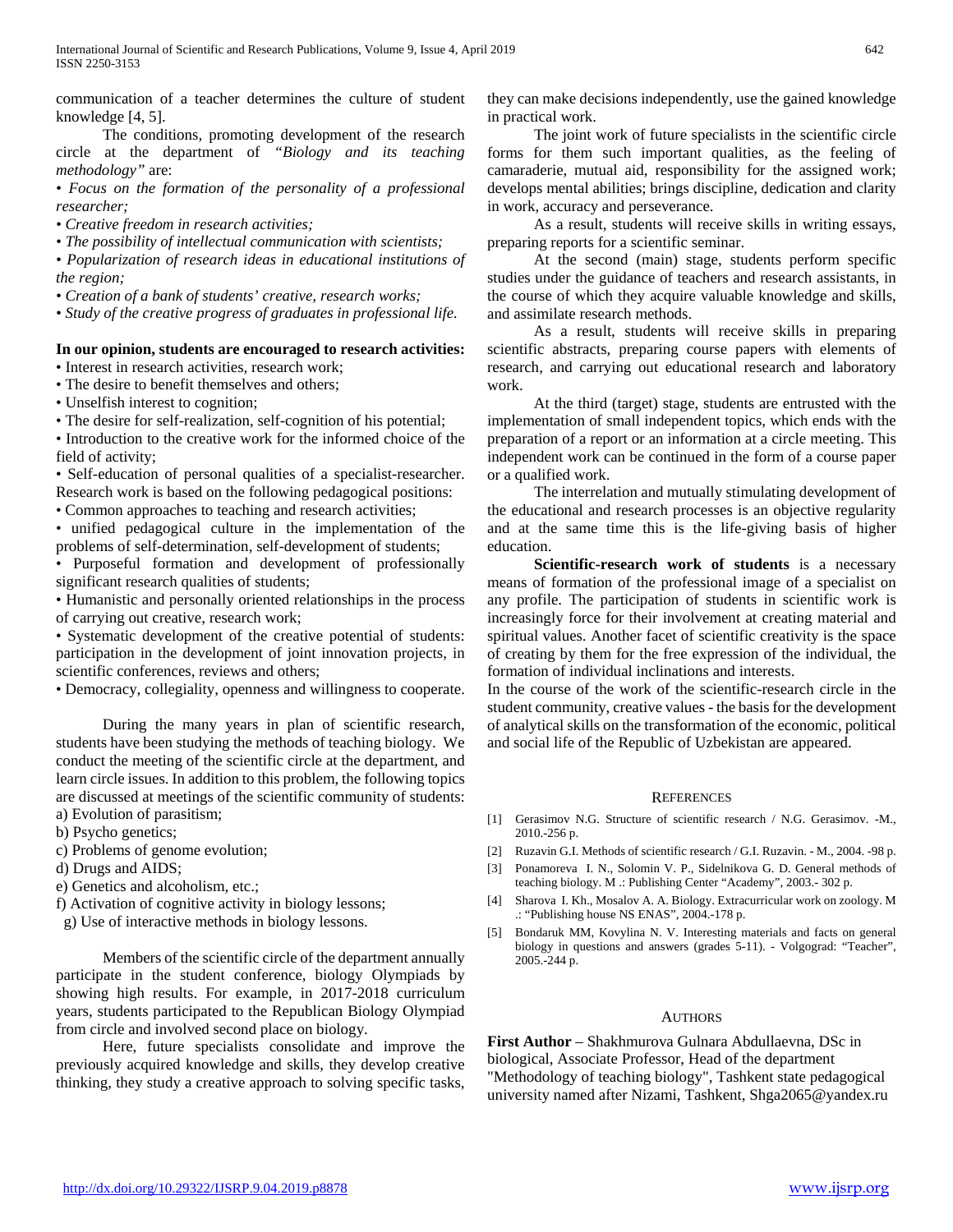communication of a teacher determines the culture of student knowledge [4, 5].

The conditions, promoting development of the research circle at the department of *"Biology and its teaching methodology"* are:

• *Focus on the formation of the personality of a professional resecarher;*

• *Creative freedom in research activities;*

• *The possibility of intellectual communication with scientists;*

• *Popularization of research ideas in educational institutions of the region;*

• *Creation of a bank of students' creative, research works;*

• *Study of the creative progress of graduates in professional life.*

**In our opinion, students are encouraged to research activities:**

• Interest in research activities, research work;

• The desire to benefit themselves and others;

• Unselfish interest to cognition;

• The desire for self-realization, self-cognition of his potential;

• Introduction to the creative work for the informed choice of the field of activity;

• Self-education of personal qualities of a specialist-researcher. Research work is based on the following pedagogical positions:

• Common approaches to teaching and research activities;

• unified pedagogical culture in the implementation of the problems of self-determination, self-development of students;

• Purposeful formation and development of professionally significant research qualities of students;

• Humanistic and personally oriented relationships in the process of carrying out creative, research work;

• Systematic development of the creative potential of students: participation in the development of joint innovation projects, in scientific conferences, reviews and others;

• Democracy, collegiality, openness and willingness to cooperate.

During the many years in plan of scientific research, students have been studying the methods of teaching biology. We conduct the meeting of the scientific circle at the department, and learn circle issues. In addition to this problem, the following topics are discussed at meetings of the scientific community of students:

a) Evolution of parasitism;

b) Psycho genetics;

c) Problems of genome evolution;

d) Drugs and AIDS;

e) Genetics and alcoholism, etc.;

f) Activation of cognitive activity in biology lessons;

g) Use of interactive methods in biology lessons.

Members of the scientific circle of the department annually participate in the student conference, biology Olympiads by showing high results. For example, in 2017-2018 curriculum years, students participated to the Republican Biology Olympiad from circle and involved second place on biology.

Here, future specialists consolidate and improve the previously acquired knowledge and skills, they develop creative thinking, they study a creative approach to solving specific tasks, they can make decisions independently, use the gained knowledge in practical work.

The joint work of future specialists in the scientific circle forms for them such important qualities, as the feeling of camaraderie, mutual aid, responsibility for the assigned work; develops mental abilities; brings discipline, dedication and clarity in work, accuracy and perseverance.

As a result, students will receive skills in writing essays, preparing reports for a scientific seminar.

At the second (main) stage, students perform specific studies under the guidance of teachers and research assistants, in the course of which they acquire valuable knowledge and skills, and assimilate research methods.

As a result, students will receive skills in preparing scientific abstracts, preparing course papers with elements of research, and carrying out educational research and laboratory work.

At the third (target) stage, students are entrusted with the implementation of small independent topics, which ends with the preparation of a report or an information at a circle meeting. This independent work can be continued in the form of a course paper or a qualified work.

The interrelation and mutually stimulating development of the educational and research processes is an objective regularity and at the same time this is the life-giving basis of higher education.

**Scientific-research work of students** is a necessary means of formation of the professional image of a specialist on any profile. The participation of students in scientific work is increasingly force for their involvement at creating material and spiritual values. Another facet of scientific creativity is the space of creating by them for the free expression of the individual, the formation of individual inclinations and interests.

In the course of the work of the scientific-research circle in the student community, creative values - the basis for the development of analytical skills on the transformation of the economic, political and social life of the Republic of Uzbekistan are appeared.

## References

[1] Gerasimov N.G. Structure of scientific research / N.G. Gerasimov. -M., 2010.-256 p.

[2] Ruzavin G.I. Methods of scientific research / G.I. Ruzavin. - M., 2004. -98 p.

[3] Ponamoreva I. N., Solomin V. P., Sidelnikova G. D. General methods of teaching biology. M .: Publishing Center "Academy", 2003.- 302 p.

[4] Sharova I. Kh., Mosalov A. A. Biology. Extracurricular work on zoology. M .: "Publishing house NS ENAS", 2004.-178 p.

[5] Bondaruk MM, Kovylina N. V. Interesting materials and facts on general biology in questions and answers (grades 5-11). - Volgograd: "Teacher", 2005.-244 p.

## Authors

**First Author** – Shakhmurova Gulnara Abdullaevna, DSc in biological, Associate Professor, Head of the department "Methodology of teaching biology", Tashkent state pedagogical university named after Nizami, Tashkent, Shga2065@yandex.ru